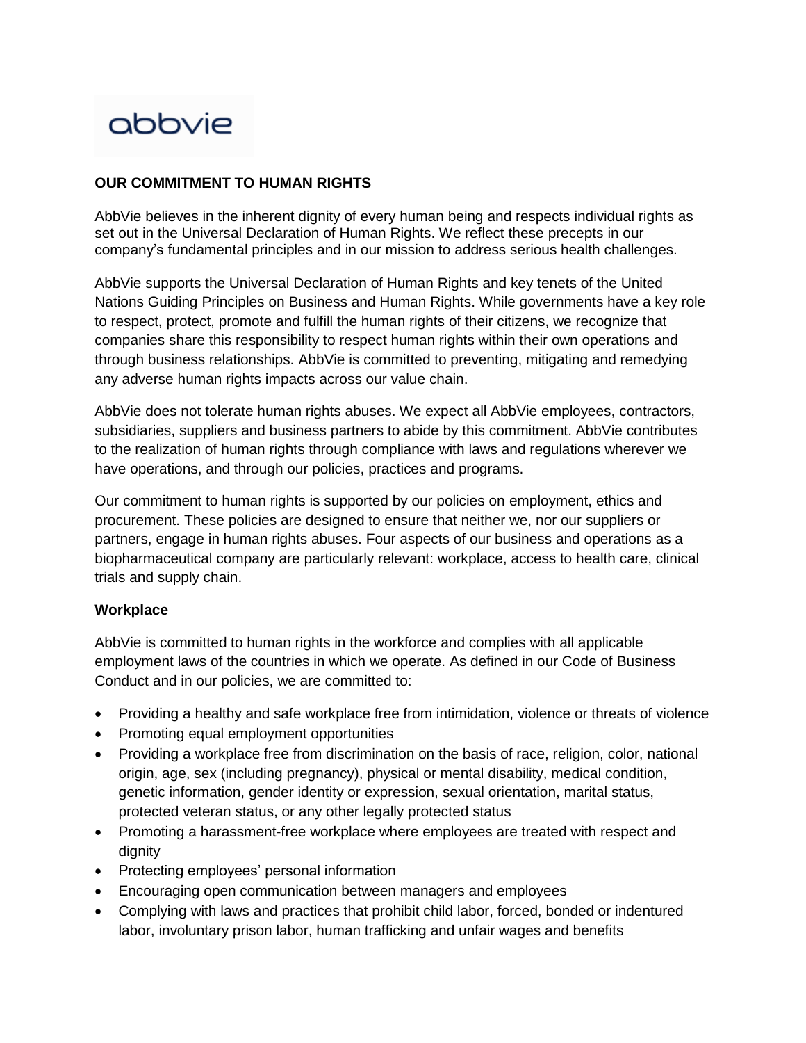abbvie

**OUR COMMITMENT TO HUMAN RIGHTS**

AbbVie believes in the inherent dignity of every human being and respects individual rights as set out in the Universal Declaration of Human Rights. We reflect these precepts in our company's fundamental principles and in our mission to address serious health challenges.

AbbVie supports the Universal Declaration of Human Rights and key tenets of the United Nations Guiding Principles on Business and Human Rights. While governments have a key role to respect, protect, promote and fulfill the human rights of their citizens, we recognize that companies share this responsibility to respect human rights within their own operations and through business relationships. AbbVie is committed to preventing, mitigating and remedying any adverse human rights impacts across our value chain.

AbbVie does not tolerate human rights abuses. We expect all AbbVie employees, contractors, subsidiaries, suppliers and business partners to abide by this commitment. AbbVie contributes to the realization of human rights through compliance with laws and regulations wherever we have operations, and through our policies, practices and programs.

Our commitment to human rights is supported by our policies on employment, ethics and procurement. These policies are designed to ensure that neither we, nor our suppliers or partners, engage in human rights abuses. Four aspects of our business and operations as a biopharmaceutical company are particularly relevant: workplace, access to health care, clinical trials and supply chain.

**Workplace**

AbbVie is committed to human rights in the workforce and complies with all applicable employment laws of the countries in which we operate. As defined in our Code of Business Conduct and in our policies, we are committed to:

- Providing a healthy and safe workplace free from intimidation, violence or threats of violence
- Promoting equal employment opportunities
- Providing a workplace free from discrimination on the basis of race, religion, color, national origin, age, sex (including pregnancy), physical or mental disability, medical condition, genetic information, gender identity or expression, sexual orientation, marital status, protected veteran status, or any other legally protected status
- Promoting a harassment-free workplace where employees are treated with respect and dignity
- Protecting employees' personal information
- Encouraging open communication between managers and employees
- Complying with laws and practices that prohibit child labor, forced, bonded or indentured labor, involuntary prison labor, human trafficking and unfair wages and benefits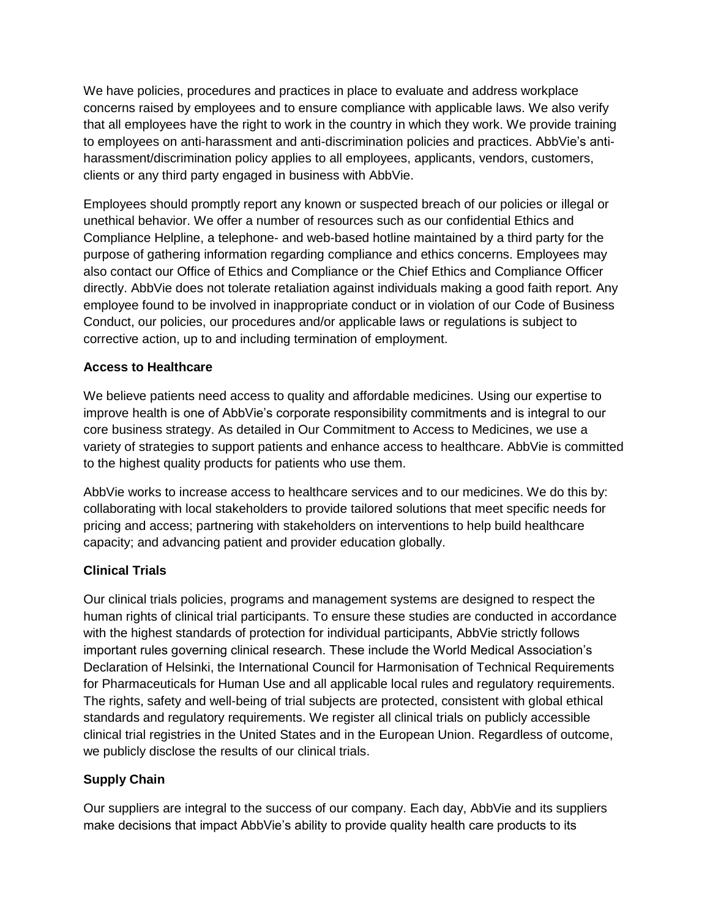We have policies, procedures and practices in place to evaluate and address workplace concerns raised by employees and to ensure compliance with applicable laws. We also verify that all employees have the right to work in the country in which they work. We provide training to employees on anti-harassment and anti-discrimination policies and practices. AbbVie's anti-harassment/discrimination policy applies to all employees, applicants, vendors, customers, clients or any third party engaged in business with AbbVie.

Employees should promptly report any known or suspected breach of our policies or illegal or unethical behavior. We offer a number of resources such as our confidential Ethics and Compliance Helpline, a telephone- and web-based hotline maintained by a third party for the purpose of gathering information regarding compliance and ethics concerns. Employees may also contact our Office of Ethics and Compliance or the Chief Ethics and Compliance Officer directly. AbbVie does not tolerate retaliation against individuals making a good faith report. Any employee found to be involved in inappropriate conduct or in violation of our Code of Business Conduct, our policies, our procedures and/or applicable laws or regulations is subject to corrective action, up to and including termination of employment.

**Access to Healthcare**

We believe patients need access to quality and affordable medicines. Using our expertise to improve health is one of AbbVie's corporate responsibility commitments and is integral to our core business strategy. As detailed in Our Commitment to Access to Medicines, we use a variety of strategies to support patients and enhance access to healthcare. AbbVie is committed to the highest quality products for patients who use them.

AbbVie works to increase access to healthcare services and to our medicines. We do this by: collaborating with local stakeholders to provide tailored solutions that meet specific needs for pricing and access; partnering with stakeholders on interventions to help build healthcare capacity; and advancing patient and provider education globally.

**Clinical Trials**

Our clinical trials policies, programs and management systems are designed to respect the human rights of clinical trial participants. To ensure these studies are conducted in accordance with the highest standards of protection for individual participants, AbbVie strictly follows important rules governing clinical research. These include the World Medical Association's Declaration of Helsinki, the International Council for Harmonisation of Technical Requirements for Pharmaceuticals for Human Use and all applicable local rules and regulatory requirements. The rights, safety and well-being of trial subjects are protected, consistent with global ethical standards and regulatory requirements. We register all clinical trials on publicly accessible clinical trial registries in the United States and in the European Union. Regardless of outcome, we publicly disclose the results of our clinical trials.

**Supply Chain**

Our suppliers are integral to the success of our company. Each day, AbbVie and its suppliers make decisions that impact AbbVie's ability to provide quality health care products to its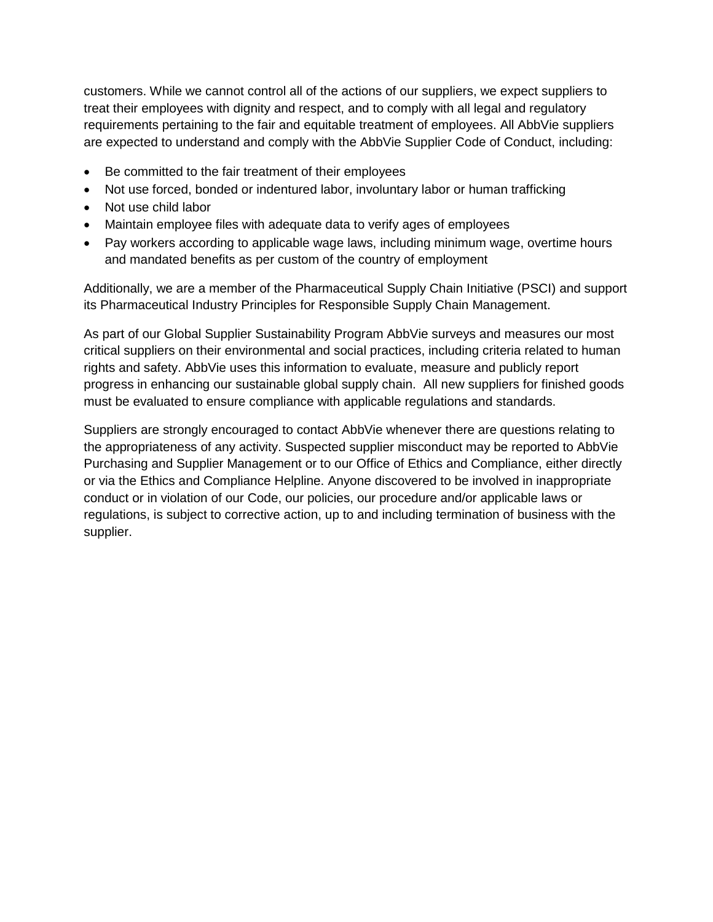customers. While we cannot control all of the actions of our suppliers, we expect suppliers to treat their employees with dignity and respect, and to comply with all legal and regulatory requirements pertaining to the fair and equitable treatment of employees. All AbbVie suppliers are expected to understand and comply with the AbbVie Supplier Code of Conduct, including:

- Be committed to the fair treatment of their employees
- Not use forced, bonded or indentured labor, involuntary labor or human trafficking
- Not use child labor
- Maintain employee files with adequate data to verify ages of employees
- Pay workers according to applicable wage laws, including minimum wage, overtime hours and mandated benefits as per custom of the country of employment

Additionally, we are a member of the Pharmaceutical Supply Chain Initiative (PSCI) and support its Pharmaceutical Industry Principles for Responsible Supply Chain Management.

As part of our Global Supplier Sustainability Program AbbVie surveys and measures our most critical suppliers on their environmental and social practices, including criteria related to human rights and safety. AbbVie uses this information to evaluate, measure and publicly report progress in enhancing our sustainable global supply chain. All new suppliers for finished goods must be evaluated to ensure compliance with applicable regulations and standards.

Suppliers are strongly encouraged to contact AbbVie whenever there are questions relating to the appropriateness of any activity. Suspected supplier misconduct may be reported to AbbVie Purchasing and Supplier Management or to our Office of Ethics and Compliance, either directly or via the Ethics and Compliance Helpline. Anyone discovered to be involved in inappropriate conduct or in violation of our Code, our policies, our procedure and/or applicable laws or regulations, is subject to corrective action, up to and including termination of business with the supplier.